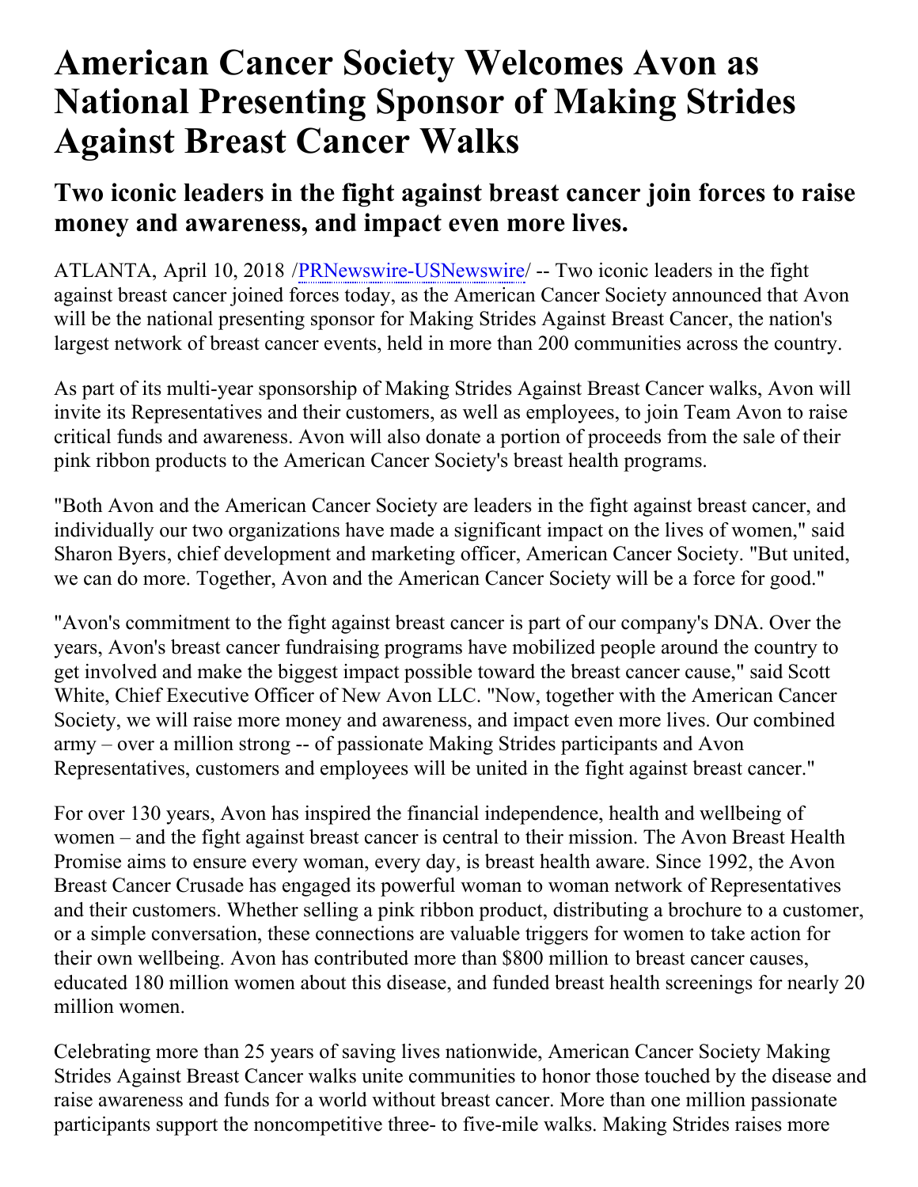# American Cancer Society Welcomes Avon as National Presenting Sponsor of Making Strides Against Breast Cancer Walks

## Two iconic leaders in the fight against breast cancer join forces to raise money and awareness, and impact even more lives.

ATLANTA, April 10, 2018 /PRNewswire-USNewswire/ -- Two iconic leaders in the fight against breast cancer joined forces today, as the American Cancer Society announced that Avon will be the national presenting sponsor for Making Strides Against Breast Cancer, the nation's largest network of breast cancer events, held in more than 200 communities across the country.

As part of its multi-year sponsorship of Making Strides Against Breast Cancer walks, Avon will invite its Representatives and their customers, as well as employees, to join Team Avon to raise critical funds and awareness. Avon will also donate a portion of proceeds from the sale of their pink ribbon products to the American Cancer Society's breast health programs.

"Both Avon and the American Cancer Society are leaders in the fight against breast cancer, and individually our two organizations have made a significant impact on the lives of women," said Sharon Byers, chief development and marketing officer, American Cancer Society. "But united, we can do more. Together, Avon and the American Cancer Society will be a force for good."

"Avon's commitment to the fight against breast cancer is part of our company's DNA. Over the years, Avon's breast cancer fundraising programs have mobilized people around the country to get involved and make the biggest impact possible toward the breast cancer cause," said Scott White, Chief Executive Officer of New Avon LLC. "Now, together with the American Cancer Society, we will raise more money and awareness, and impact even more lives. Our combined army – over a million strong -- of passionate Making Strides participants and Avon Representatives, customers and employees will be united in the fight against breast cancer."

For over 130 years, Avon has inspired the financial independence, health and wellbeing of women – and the fight against breast cancer is central to their mission. The Avon Breast Health Promise aims to ensure every woman, every day, is breast health aware. Since 1992, the Avon Breast Cancer Crusade has engaged its powerful woman to woman network of Representatives and their customers. Whether selling a pink ribbon product, distributing a brochure to a customer, or a simple conversation, these connections are valuable triggers for women to take action for their own wellbeing. Avon has contributed more than $800 million to breast cancer causes, educated 180 million women about this disease, and funded breast health screenings for nearly 20 million women.

Celebrating more than 25 years of saving lives nationwide, American Cancer Society Making Strides Against Breast Cancer walks unite communities to honor those touched by the disease and raise awareness and funds for a world without breast cancer. More than one million passionate participants support the noncompetitive three- to five-mile walks. Making Strides raises more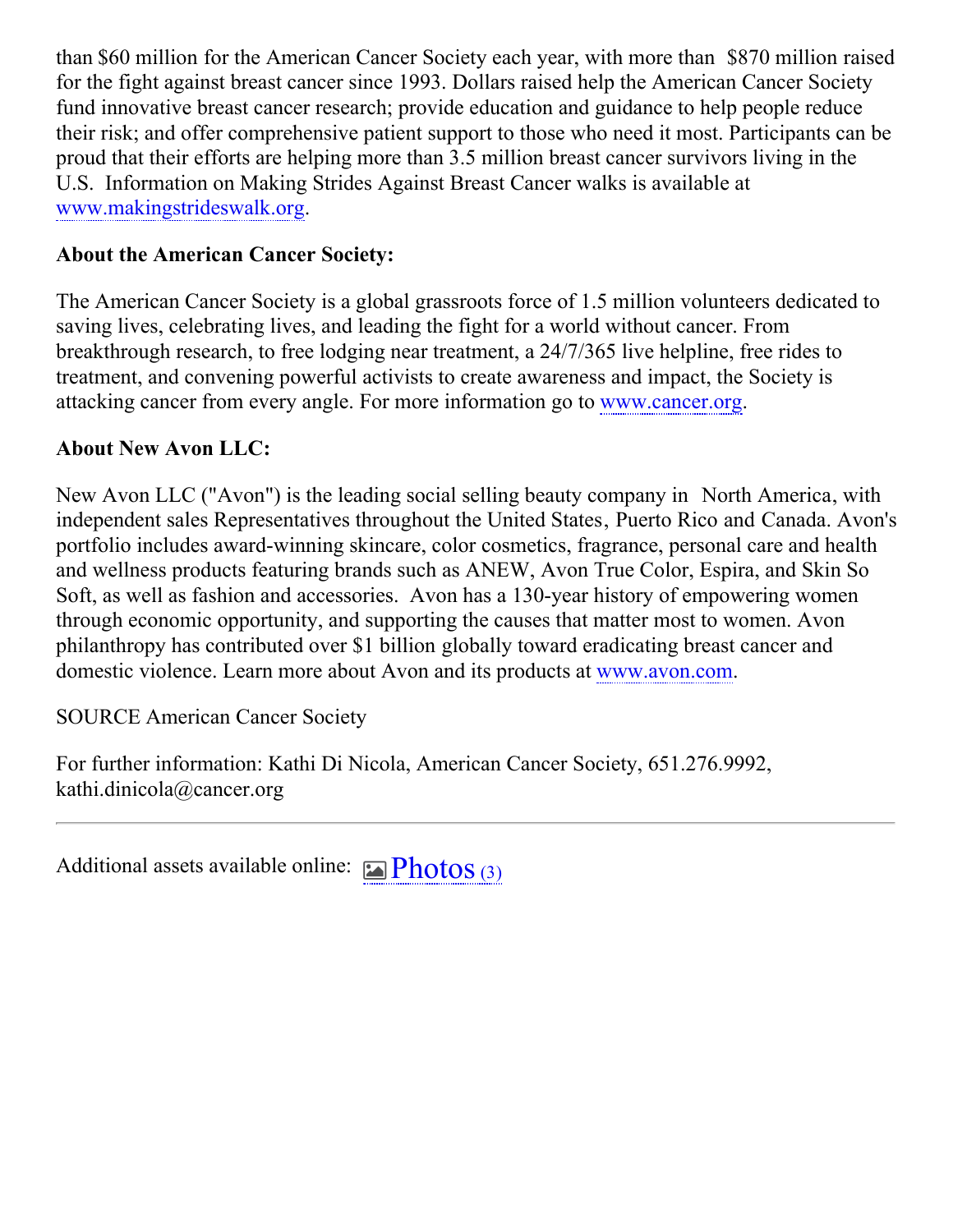than $60 million for the American Cancer Society each year, with more than $870 million raised for the fight against breast cancer since 1993. Dollars raised help the American Cancer Society fund innovative breast cancer research; provide education and guidance to help people reduce their risk; and offer comprehensive patient support to those who need it most. Participants can be proud that their efforts are helping more than 3.5 million breast cancer survivors living in the U.S. Information on Making Strides Against Breast Cancer walks is available at www.makingstrideswalk.org.

**About the American Cancer Society:**

The American Cancer Society is a global grassroots force of 1.5 million volunteers dedicated to saving lives, celebrating lives, and leading the fight for a world without cancer. From breakthrough research, to free lodging near treatment, a 24/7/365 live helpline, free rides to treatment, and convening powerful activists to create awareness and impact, the Society is attacking cancer from every angle. For more information go to www.cancer.org.

**About New Avon LLC:**

New Avon LLC ("Avon") is the leading social selling beauty company in North America, with independent sales Representatives throughout the United States, Puerto Rico and Canada. Avon's portfolio includes award-winning skincare, color cosmetics, fragrance, personal care and health and wellness products featuring brands such as ANEW, Avon True Color, Espira, and Skin So Soft, as well as fashion and accessories. Avon has a 130-year history of empowering women through economic opportunity, and supporting the causes that matter most to women. Avon philanthropy has contributed over $1 billion globally toward eradicating breast cancer and domestic violence. Learn more about Avon and its products at www.avon.com.

SOURCE American Cancer Society

For further information: Kathi Di Nicola, American Cancer Society, 651.276.9992, kathi.dinicola@cancer.org

---

Additional assets available online: Photos (3)